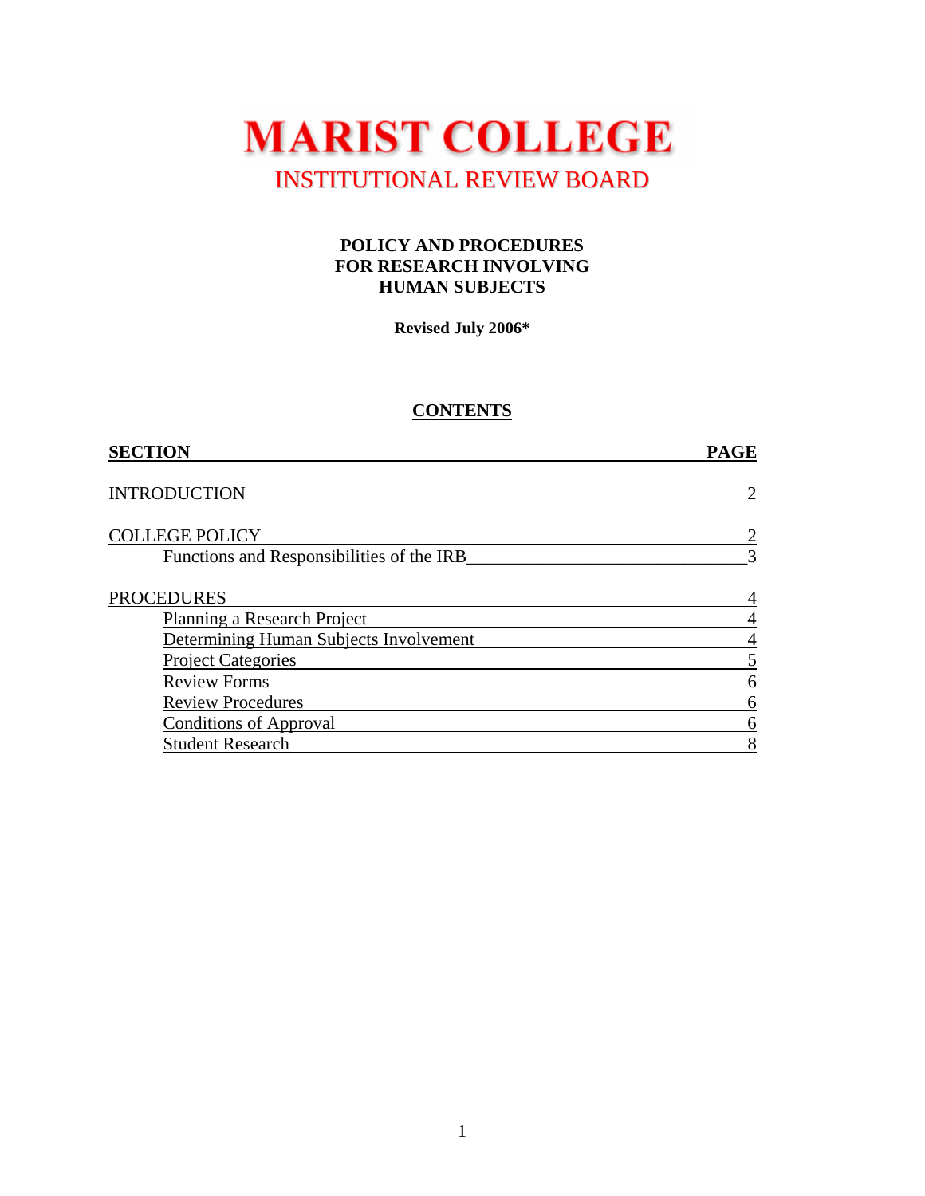# MARIST COLLEGE

## INSTITUTIONAL REVIEW BOARD

### POLICY AND PROCEDURES FOR RESEARCH INVOLVING HUMAN SUBJECTS

**Revised July 2006***

**CONTENTS**

| SECTION | PAGE |
| --- | --- |
| INTRODUCTION | 2 |
| COLLEGE POLICY | 2 |
| Functions and Responsibilities of the IRB | 3 |
| PROCEDURES | 4 |
| Planning a Research Project | 4 |
| Determining Human Subjects Involvement | 4 |
| Project Categories | 5 |
| Review Forms | 6 |
| Review Procedures | 6 |
| Conditions of Approval | 6 |
| Student Research | 8 |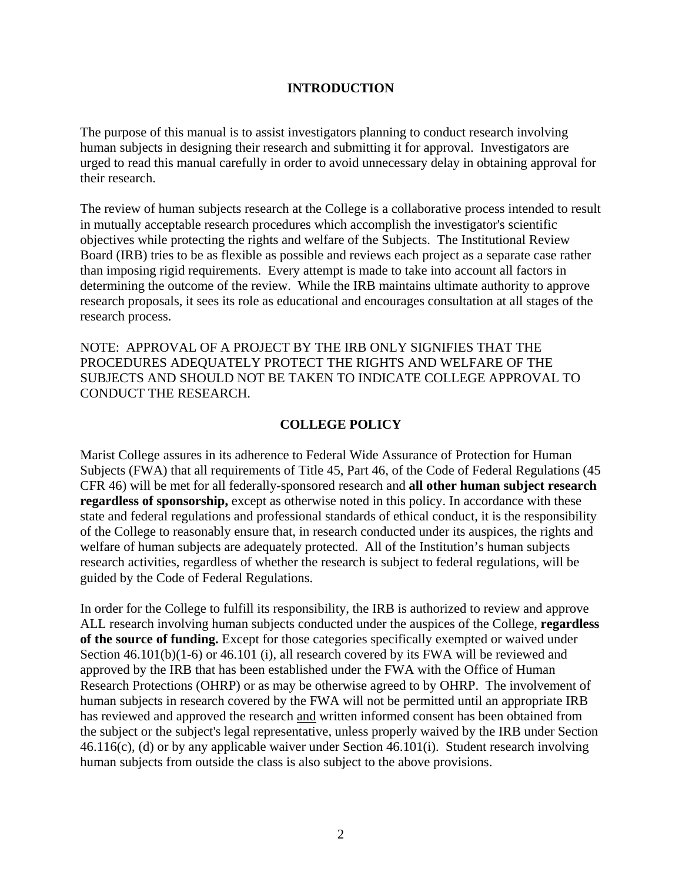## INTRODUCTION

The purpose of this manual is to assist investigators planning to conduct research involving human subjects in designing their research and submitting it for approval. Investigators are urged to read this manual carefully in order to avoid unnecessary delay in obtaining approval for their research.

The review of human subjects research at the College is a collaborative process intended to result in mutually acceptable research procedures which accomplish the investigator's scientific objectives while protecting the rights and welfare of the Subjects. The Institutional Review Board (IRB) tries to be as flexible as possible and reviews each project as a separate case rather than imposing rigid requirements. Every attempt is made to take into account all factors in determining the outcome of the review. While the IRB maintains ultimate authority to approve research proposals, it sees its role as educational and encourages consultation at all stages of the research process.

NOTE: APPROVAL OF A PROJECT BY THE IRB ONLY SIGNIFIES THAT THE PROCEDURES ADEQUATELY PROTECT THE RIGHTS AND WELFARE OF THE SUBJECTS AND SHOULD NOT BE TAKEN TO INDICATE COLLEGE APPROVAL TO CONDUCT THE RESEARCH.

## COLLEGE POLICY

Marist College assures in its adherence to Federal Wide Assurance of Protection for Human Subjects (FWA) that all requirements of Title 45, Part 46, of the Code of Federal Regulations (45 CFR 46) will be met for all federally-sponsored research and **all other human subject research regardless of sponsorship,** except as otherwise noted in this policy. In accordance with these state and federal regulations and professional standards of ethical conduct, it is the responsibility of the College to reasonably ensure that, in research conducted under its auspices, the rights and welfare of human subjects are adequately protected. All of the Institution's human subjects research activities, regardless of whether the research is subject to federal regulations, will be guided by the Code of Federal Regulations.

In order for the College to fulfill its responsibility, the IRB is authorized to review and approve ALL research involving human subjects conducted under the auspices of the College, **regardless of the source of funding.** Except for those categories specifically exempted or waived under Section 46.101(b)(1-6) or 46.101 (i), all research covered by its FWA will be reviewed and approved by the IRB that has been established under the FWA with the Office of Human Research Protections (OHRP) or as may be otherwise agreed to by OHRP. The involvement of human subjects in research covered by the FWA will not be permitted until an appropriate IRB has reviewed and approved the research and written informed consent has been obtained from the subject or the subject's legal representative, unless properly waived by the IRB under Section 46.116(c), (d) or by any applicable waiver under Section 46.101(i). Student research involving human subjects from outside the class is also subject to the above provisions.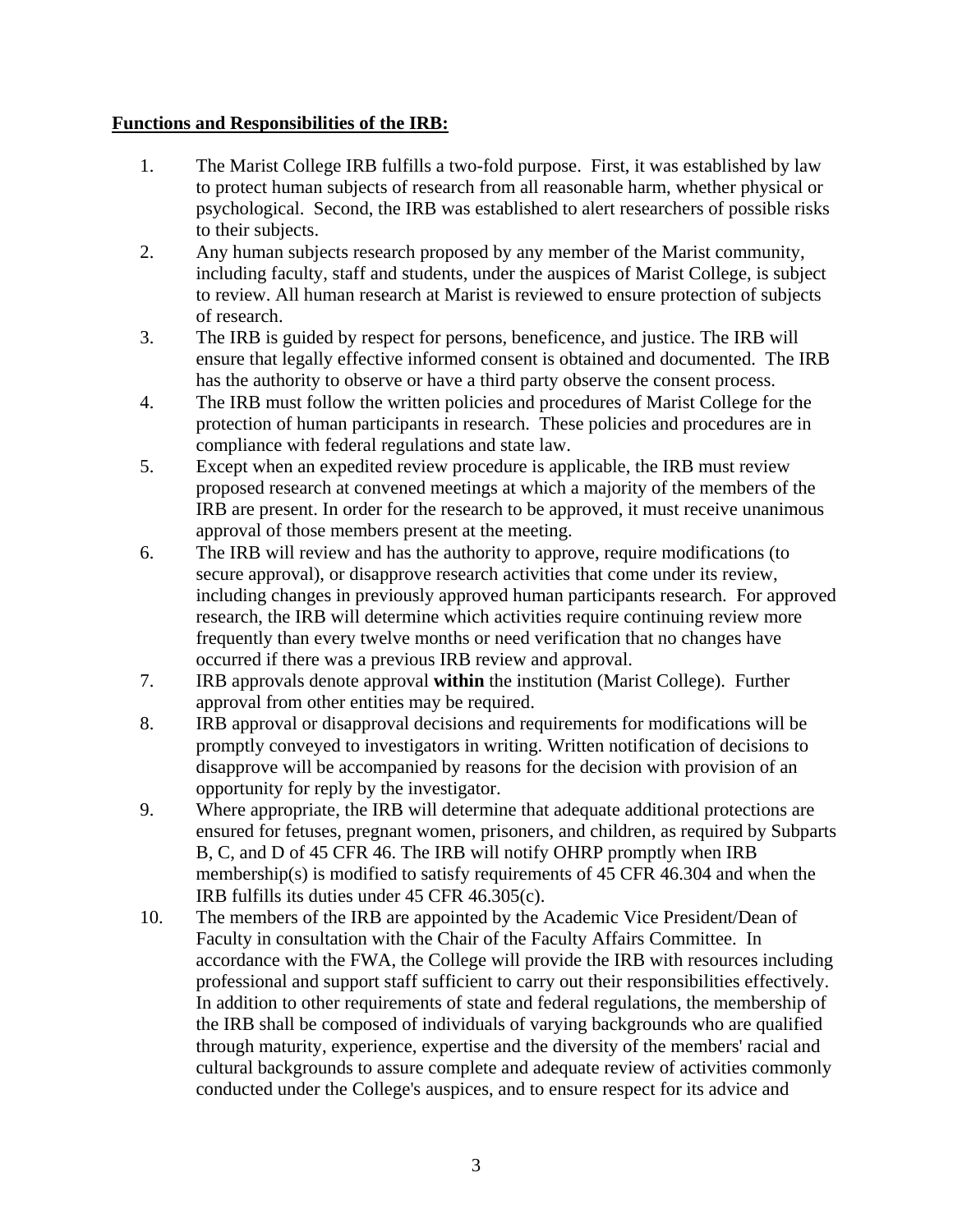**Functions and Responsibilities of the IRB:**

1. The Marist College IRB fulfills a two-fold purpose. First, it was established by law to protect human subjects of research from all reasonable harm, whether physical or psychological. Second, the IRB was established to alert researchers of possible risks to their subjects.
2. Any human subjects research proposed by any member of the Marist community, including faculty, staff and students, under the auspices of Marist College, is subject to review. All human research at Marist is reviewed to ensure protection of subjects of research.
3. The IRB is guided by respect for persons, beneficence, and justice. The IRB will ensure that legally effective informed consent is obtained and documented. The IRB has the authority to observe or have a third party observe the consent process.
4. The IRB must follow the written policies and procedures of Marist College for the protection of human participants in research. These policies and procedures are in compliance with federal regulations and state law.
5. Except when an expedited review procedure is applicable, the IRB must review proposed research at convened meetings at which a majority of the members of the IRB are present. In order for the research to be approved, it must receive unanimous approval of those members present at the meeting.
6. The IRB will review and has the authority to approve, require modifications (to secure approval), or disapprove research activities that come under its review, including changes in previously approved human participants research. For approved research, the IRB will determine which activities require continuing review more frequently than every twelve months or need verification that no changes have occurred if there was a previous IRB review and approval.
7. IRB approvals denote approval **within** the institution (Marist College). Further approval from other entities may be required.
8. IRB approval or disapproval decisions and requirements for modifications will be promptly conveyed to investigators in writing. Written notification of decisions to disapprove will be accompanied by reasons for the decision with provision of an opportunity for reply by the investigator.
9. Where appropriate, the IRB will determine that adequate additional protections are ensured for fetuses, pregnant women, prisoners, and children, as required by Subparts B, C, and D of 45 CFR 46. The IRB will notify OHRP promptly when IRB membership(s) is modified to satisfy requirements of 45 CFR 46.304 and when the IRB fulfills its duties under 45 CFR 46.305(c).
10. The members of the IRB are appointed by the Academic Vice President/Dean of Faculty in consultation with the Chair of the Faculty Affairs Committee. In accordance with the FWA, the College will provide the IRB with resources including professional and support staff sufficient to carry out their responsibilities effectively. In addition to other requirements of state and federal regulations, the membership of the IRB shall be composed of individuals of varying backgrounds who are qualified through maturity, experience, expertise and the diversity of the members' racial and cultural backgrounds to assure complete and adequate review of activities commonly conducted under the College's auspices, and to ensure respect for its advice and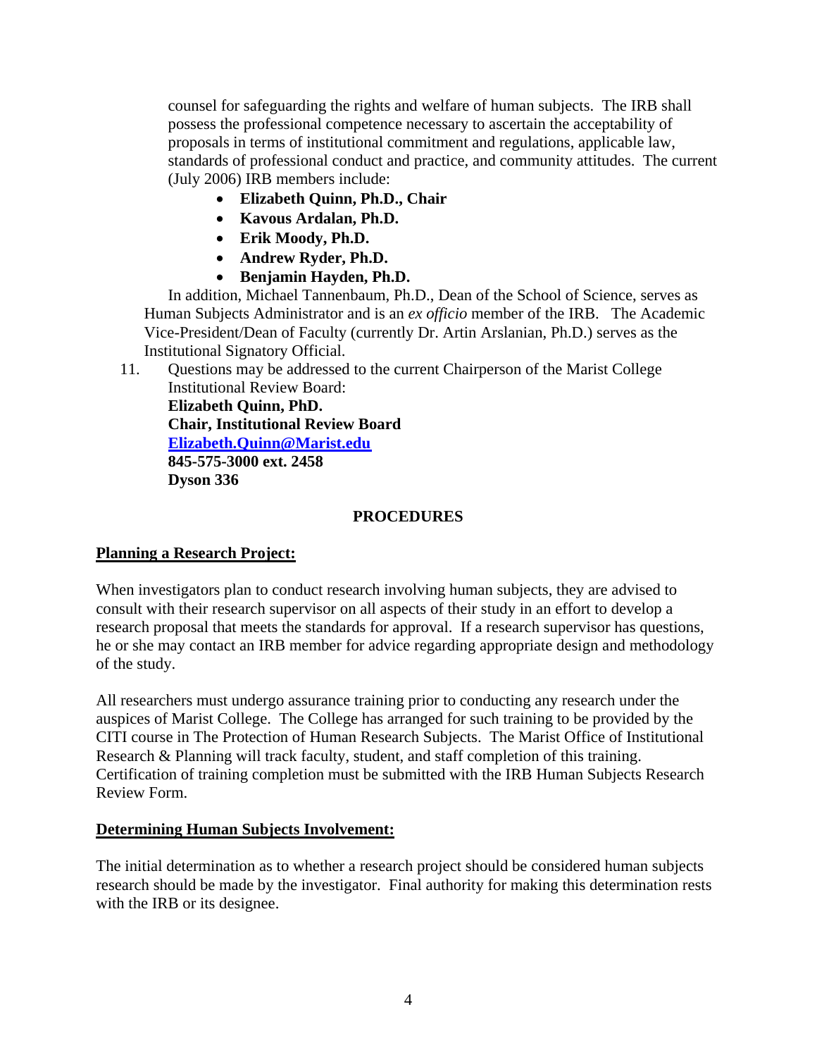counsel for safeguarding the rights and welfare of human subjects. The IRB shall possess the professional competence necessary to ascertain the acceptability of proposals in terms of institutional commitment and regulations, applicable law, standards of professional conduct and practice, and community attitudes. The current (July 2006) IRB members include:

- **Elizabeth Quinn, Ph.D., Chair**
- **Kavous Ardalan, Ph.D.**
- **Erik Moody, Ph.D.**
- **Andrew Ryder, Ph.D.**
- **Benjamin Hayden, Ph.D.**

In addition, Michael Tannenbaum, Ph.D., Dean of the School of Science, serves as Human Subjects Administrator and is an *ex officio* member of the IRB. The Academic Vice-President/Dean of Faculty (currently Dr. Artin Arslanian, Ph.D.) serves as the Institutional Signatory Official.

11. Questions may be addressed to the current Chairperson of the Marist College Institutional Review Board:
    **Elizabeth Quinn, PhD.**
    **Chair, Institutional Review Board**
    **[Elizabeth.Quinn@Marist.edu](mailto:Elizabeth.Quinn@Marist.edu)**
    **845-575-3000 ext. 2458**
    **Dyson 336**

## PROCEDURES

### Planning a Research Project:

When investigators plan to conduct research involving human subjects, they are advised to consult with their research supervisor on all aspects of their study in an effort to develop a research proposal that meets the standards for approval. If a research supervisor has questions, he or she may contact an IRB member for advice regarding appropriate design and methodology of the study.

All researchers must undergo assurance training prior to conducting any research under the auspices of Marist College. The College has arranged for such training to be provided by the CITI course in The Protection of Human Research Subjects. The Marist Office of Institutional Research & Planning will track faculty, student, and staff completion of this training. Certification of training completion must be submitted with the IRB Human Subjects Research Review Form.

### Determining Human Subjects Involvement:

The initial determination as to whether a research project should be considered human subjects research should be made by the investigator. Final authority for making this determination rests with the IRB or its designee.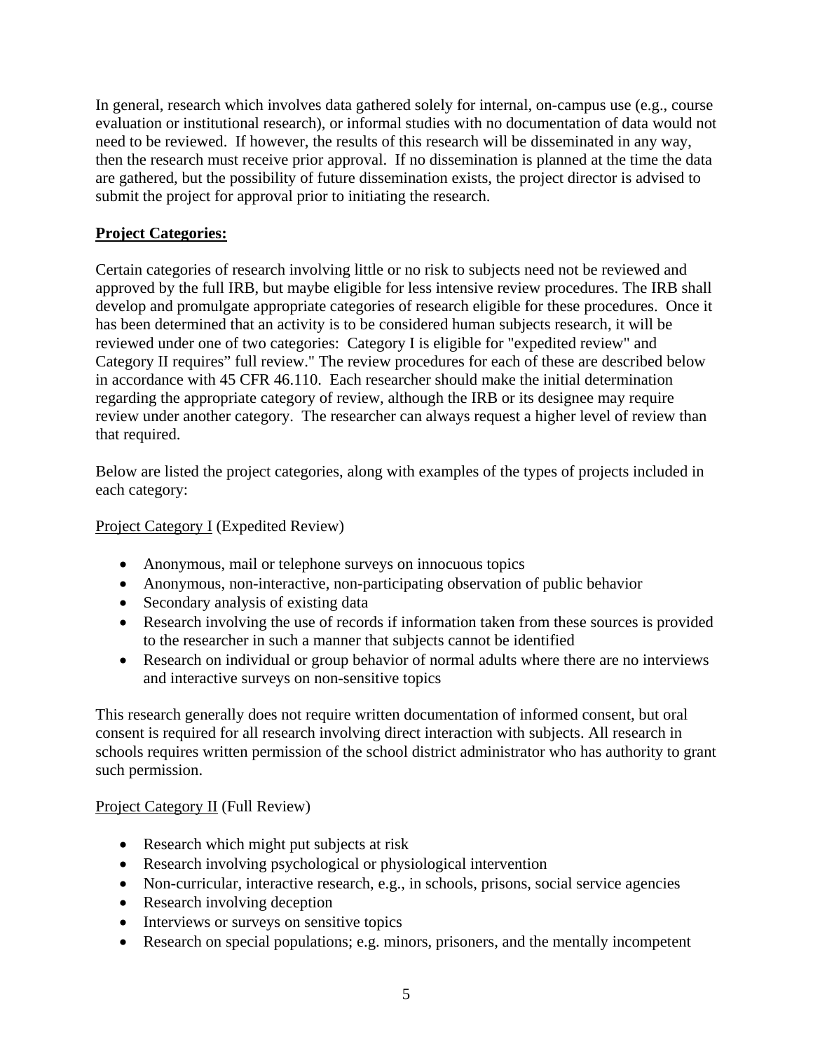In general, research which involves data gathered solely for internal, on-campus use (e.g., course evaluation or institutional research), or informal studies with no documentation of data would not need to be reviewed. If however, the results of this research will be disseminated in any way, then the research must receive prior approval. If no dissemination is planned at the time the data are gathered, but the possibility of future dissemination exists, the project director is advised to submit the project for approval prior to initiating the research.

**Project Categories:**

Certain categories of research involving little or no risk to subjects need not be reviewed and approved by the full IRB, but maybe eligible for less intensive review procedures. The IRB shall develop and promulgate appropriate categories of research eligible for these procedures. Once it has been determined that an activity is to be considered human subjects research, it will be reviewed under one of two categories: Category I is eligible for "expedited review" and Category II requires" full review." The review procedures for each of these are described below in accordance with 45 CFR 46.110. Each researcher should make the initial determination regarding the appropriate category of review, although the IRB or its designee may require review under another category. The researcher can always request a higher level of review than that required.

Below are listed the project categories, along with examples of the types of projects included in each category:

Project Category I (Expedited Review)

- Anonymous, mail or telephone surveys on innocuous topics
- Anonymous, non-interactive, non-participating observation of public behavior
- Secondary analysis of existing data
- Research involving the use of records if information taken from these sources is provided to the researcher in such a manner that subjects cannot be identified
- Research on individual or group behavior of normal adults where there are no interviews and interactive surveys on non-sensitive topics

This research generally does not require written documentation of informed consent, but oral consent is required for all research involving direct interaction with subjects. All research in schools requires written permission of the school district administrator who has authority to grant such permission.

Project Category II (Full Review)

- Research which might put subjects at risk
- Research involving psychological or physiological intervention
- Non-curricular, interactive research, e.g., in schools, prisons, social service agencies
- Research involving deception
- Interviews or surveys on sensitive topics
- Research on special populations; e.g. minors, prisoners, and the mentally incompetent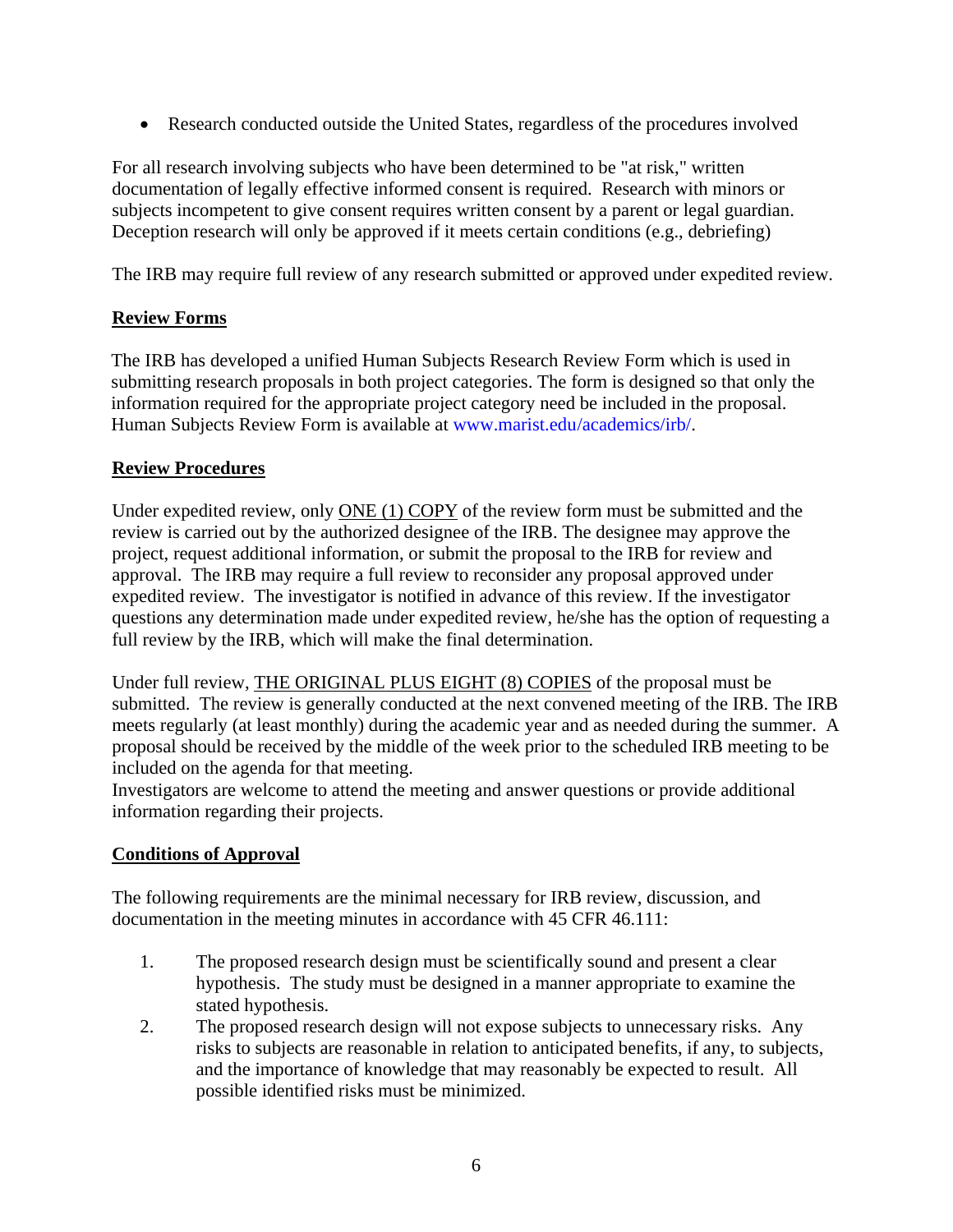- Research conducted outside the United States, regardless of the procedures involved

For all research involving subjects who have been determined to be "at risk," written documentation of legally effective informed consent is required. Research with minors or subjects incompetent to give consent requires written consent by a parent or legal guardian. Deception research will only be approved if it meets certain conditions (e.g., debriefing)

The IRB may require full review of any research submitted or approved under expedited review.

## Review Forms

The IRB has developed a unified Human Subjects Research Review Form which is used in submitting research proposals in both project categories. The form is designed so that only the information required for the appropriate project category need be included in the proposal. Human Subjects Review Form is available at www.marist.edu/academics/irb/.

## Review Procedures

Under expedited review, only ONE (1) COPY of the review form must be submitted and the review is carried out by the authorized designee of the IRB. The designee may approve the project, request additional information, or submit the proposal to the IRB for review and approval. The IRB may require a full review to reconsider any proposal approved under expedited review. The investigator is notified in advance of this review. If the investigator questions any determination made under expedited review, he/she has the option of requesting a full review by the IRB, which will make the final determination.

Under full review, THE ORIGINAL PLUS EIGHT (8) COPIES of the proposal must be submitted. The review is generally conducted at the next convened meeting of the IRB. The IRB meets regularly (at least monthly) during the academic year and as needed during the summer. A proposal should be received by the middle of the week prior to the scheduled IRB meeting to be included on the agenda for that meeting.
Investigators are welcome to attend the meeting and answer questions or provide additional information regarding their projects.

## Conditions of Approval

The following requirements are the minimal necessary for IRB review, discussion, and documentation in the meeting minutes in accordance with 45 CFR 46.111:

1. The proposed research design must be scientifically sound and present a clear hypothesis. The study must be designed in a manner appropriate to examine the stated hypothesis.
2. The proposed research design will not expose subjects to unnecessary risks. Any risks to subjects are reasonable in relation to anticipated benefits, if any, to subjects, and the importance of knowledge that may reasonably be expected to result. All possible identified risks must be minimized.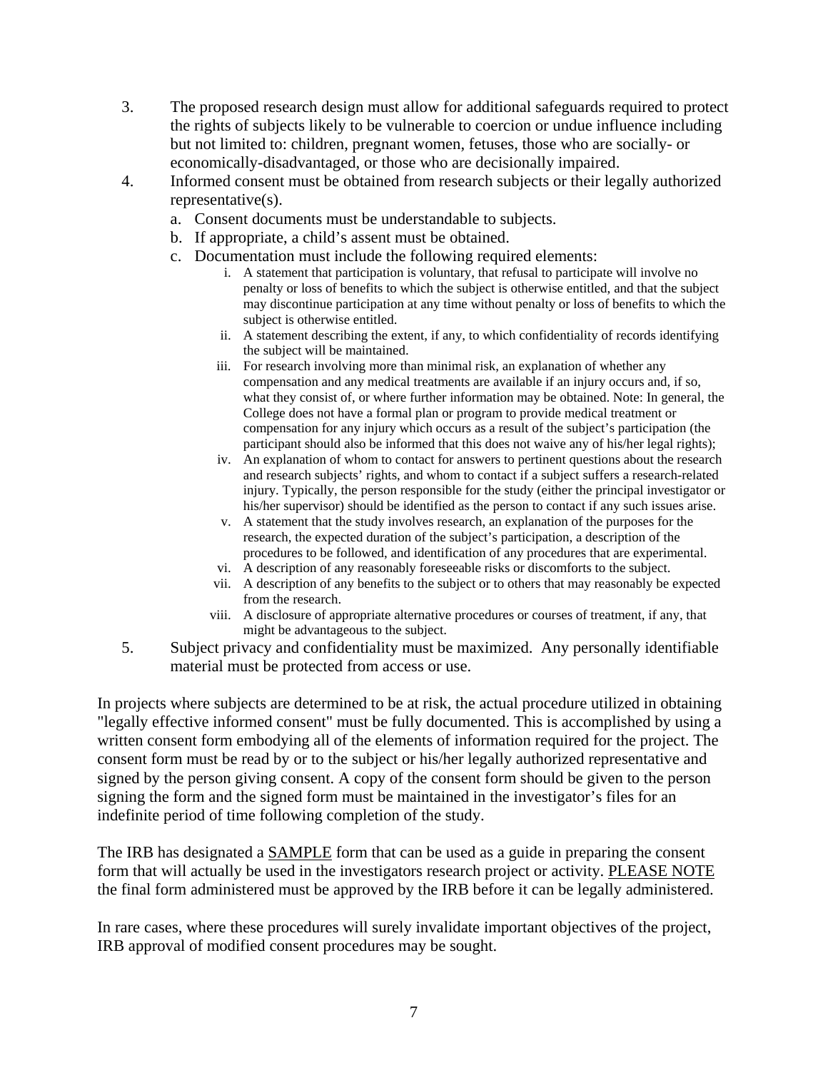3. The proposed research design must allow for additional safeguards required to protect the rights of subjects likely to be vulnerable to coercion or undue influence including but not limited to: children, pregnant women, fetuses, those who are socially- or economically-disadvantaged, or those who are decisionally impaired.
4. Informed consent must be obtained from research subjects or their legally authorized representative(s).
   a. Consent documents must be understandable to subjects.
   b. If appropriate, a child's assent must be obtained.
   c. Documentation must include the following required elements:
      i. A statement that participation is voluntary, that refusal to participate will involve no penalty or loss of benefits to which the subject is otherwise entitled, and that the subject may discontinue participation at any time without penalty or loss of benefits to which the subject is otherwise entitled.
      ii. A statement describing the extent, if any, to which confidentiality of records identifying the subject will be maintained.
      iii. For research involving more than minimal risk, an explanation of whether any compensation and any medical treatments are available if an injury occurs and, if so, what they consist of, or where further information may be obtained. Note: In general, the College does not have a formal plan or program to provide medical treatment or compensation for any injury which occurs as a result of the subject's participation (the participant should also be informed that this does not waive any of his/her legal rights);
      iv. An explanation of whom to contact for answers to pertinent questions about the research and research subjects' rights, and whom to contact if a subject suffers a research-related injury. Typically, the person responsible for the study (either the principal investigator or his/her supervisor) should be identified as the person to contact if any such issues arise.
      v. A statement that the study involves research, an explanation of the purposes for the research, the expected duration of the subject's participation, a description of the procedures to be followed, and identification of any procedures that are experimental.
      vi. A description of any reasonably foreseeable risks or discomforts to the subject.
      vii. A description of any benefits to the subject or to others that may reasonably be expected from the research.
      viii. A disclosure of appropriate alternative procedures or courses of treatment, if any, that might be advantageous to the subject.
5. Subject privacy and confidentiality must be maximized. Any personally identifiable material must be protected from access or use.

In projects where subjects are determined to be at risk, the actual procedure utilized in obtaining "legally effective informed consent" must be fully documented. This is accomplished by using a written consent form embodying all of the elements of information required for the project. The consent form must be read by or to the subject or his/her legally authorized representative and signed by the person giving consent. A copy of the consent form should be given to the person signing the form and the signed form must be maintained in the investigator's files for an indefinite period of time following completion of the study.

The IRB has designated a <u>SAMPLE</u> form that can be used as a guide in preparing the consent form that will actually be used in the investigators research project or activity. <u>PLEASE NOTE</u> the final form administered must be approved by the IRB before it can be legally administered.

In rare cases, where these procedures will surely invalidate important objectives of the project, IRB approval of modified consent procedures may be sought.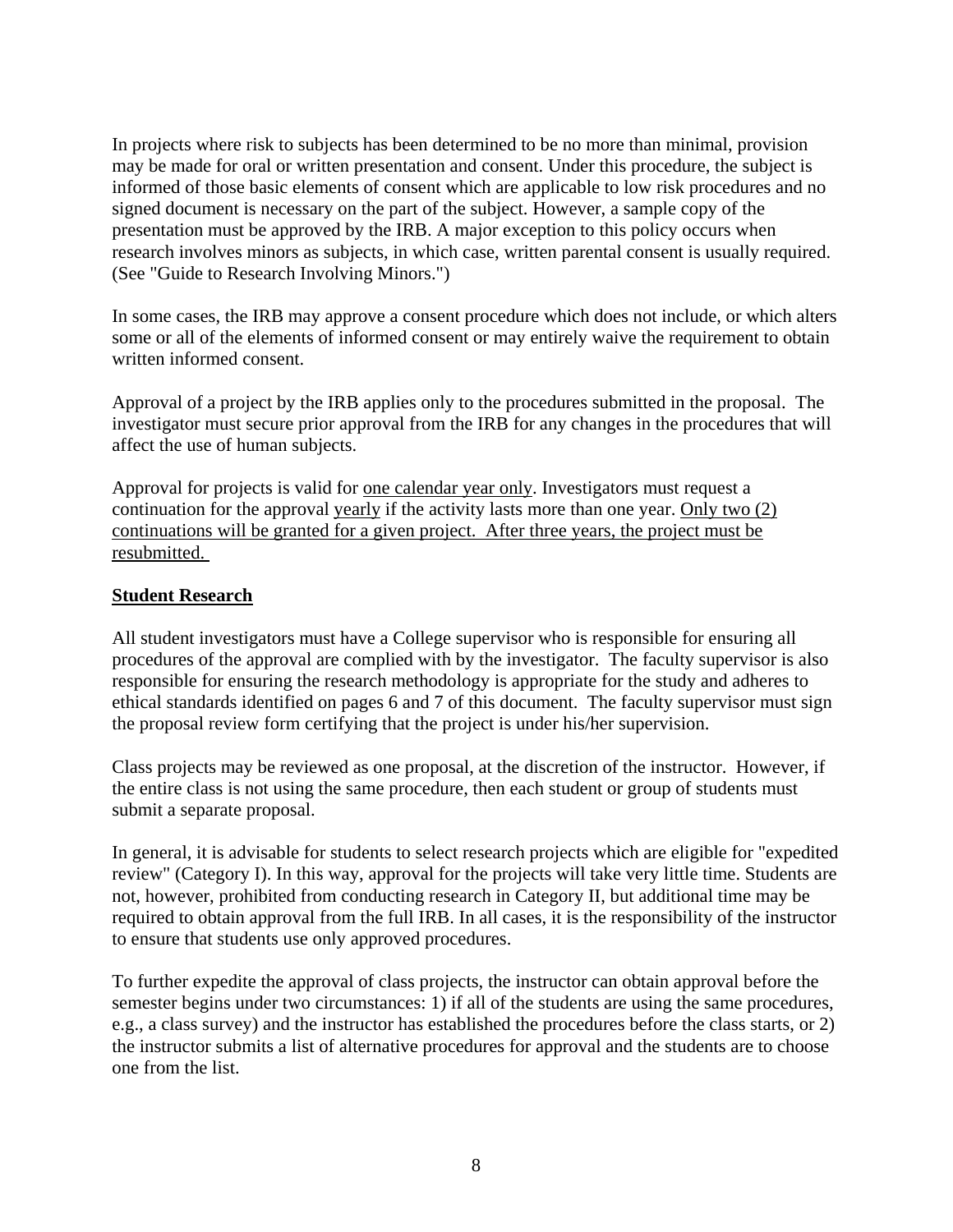In projects where risk to subjects has been determined to be no more than minimal, provision may be made for oral or written presentation and consent. Under this procedure, the subject is informed of those basic elements of consent which are applicable to low risk procedures and no signed document is necessary on the part of the subject. However, a sample copy of the presentation must be approved by the IRB. A major exception to this policy occurs when research involves minors as subjects, in which case, written parental consent is usually required. (See "Guide to Research Involving Minors.")

In some cases, the IRB may approve a consent procedure which does not include, or which alters some or all of the elements of informed consent or may entirely waive the requirement to obtain written informed consent.

Approval of a project by the IRB applies only to the procedures submitted in the proposal. The investigator must secure prior approval from the IRB for any changes in the procedures that will affect the use of human subjects.

Approval for projects is valid for <u>one calendar year only</u>. Investigators must request a continuation for the approval <u>yearly</u> if the activity lasts more than one year. <u>Only two (2) continuations will be granted for a given project. After three years, the project must be resubmitted.</u>

## **<u>Student Research</u>**

All student investigators must have a College supervisor who is responsible for ensuring all procedures of the approval are complied with by the investigator. The faculty supervisor is also responsible for ensuring the research methodology is appropriate for the study and adheres to ethical standards identified on pages 6 and 7 of this document. The faculty supervisor must sign the proposal review form certifying that the project is under his/her supervision.

Class projects may be reviewed as one proposal, at the discretion of the instructor. However, if the entire class is not using the same procedure, then each student or group of students must submit a separate proposal.

In general, it is advisable for students to select research projects which are eligible for "expedited review" (Category I). In this way, approval for the projects will take very little time. Students are not, however, prohibited from conducting research in Category II, but additional time may be required to obtain approval from the full IRB. In all cases, it is the responsibility of the instructor to ensure that students use only approved procedures.

To further expedite the approval of class projects, the instructor can obtain approval before the semester begins under two circumstances: 1) if all of the students are using the same procedures, e.g., a class survey) and the instructor has established the procedures before the class starts, or 2) the instructor submits a list of alternative procedures for approval and the students are to choose one from the list.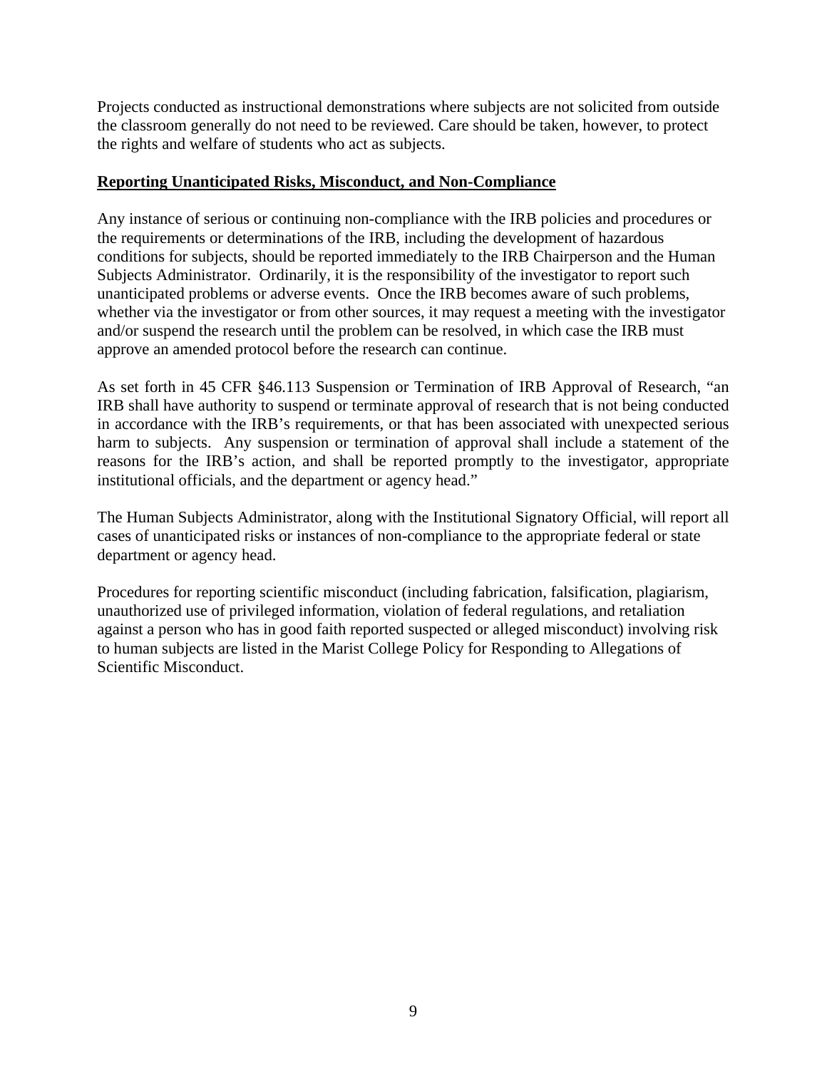Projects conducted as instructional demonstrations where subjects are not solicited from outside the classroom generally do not need to be reviewed. Care should be taken, however, to protect the rights and welfare of students who act as subjects.

## Reporting Unanticipated Risks, Misconduct, and Non-Compliance

Any instance of serious or continuing non-compliance with the IRB policies and procedures or the requirements or determinations of the IRB, including the development of hazardous conditions for subjects, should be reported immediately to the IRB Chairperson and the Human Subjects Administrator. Ordinarily, it is the responsibility of the investigator to report such unanticipated problems or adverse events. Once the IRB becomes aware of such problems, whether via the investigator or from other sources, it may request a meeting with the investigator and/or suspend the research until the problem can be resolved, in which case the IRB must approve an amended protocol before the research can continue.

As set forth in 45 CFR §46.113 Suspension or Termination of IRB Approval of Research, "an IRB shall have authority to suspend or terminate approval of research that is not being conducted in accordance with the IRB's requirements, or that has been associated with unexpected serious harm to subjects. Any suspension or termination of approval shall include a statement of the reasons for the IRB's action, and shall be reported promptly to the investigator, appropriate institutional officials, and the department or agency head."

The Human Subjects Administrator, along with the Institutional Signatory Official, will report all cases of unanticipated risks or instances of non-compliance to the appropriate federal or state department or agency head.

Procedures for reporting scientific misconduct (including fabrication, falsification, plagiarism, unauthorized use of privileged information, violation of federal regulations, and retaliation against a person who has in good faith reported suspected or alleged misconduct) involving risk to human subjects are listed in the Marist College Policy for Responding to Allegations of Scientific Misconduct.